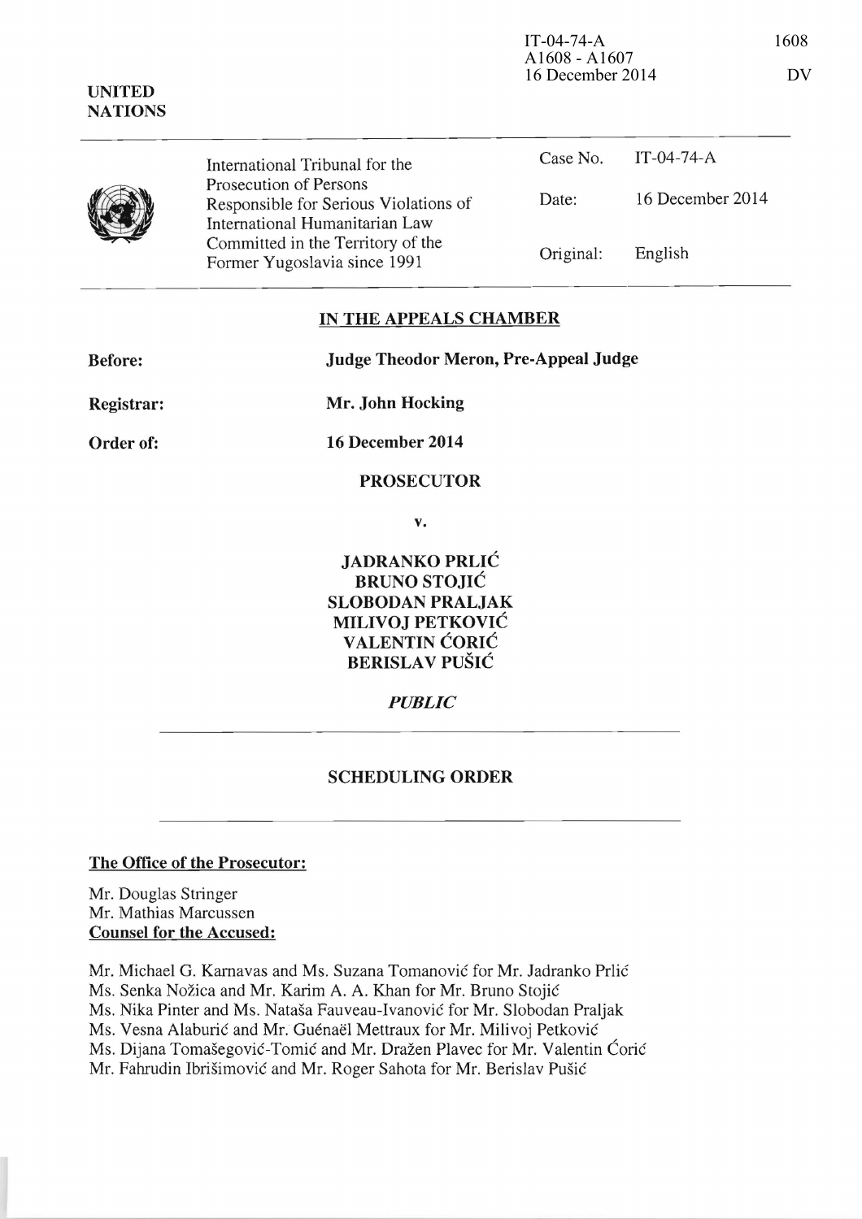UNITED NATIONS

IT-04-74-A
A1608 - A1607
16 December 2014

1608
DV

International Tribunal for the Prosecution of Persons Responsible for Serious Violations of International Humanitarian Law Committed in the Territory of the Former Yugoslavia since 1991

| | |
|---|---|
| Case No. | IT-04-74-A |
| Date: | 16 December 2014 |
| Original: | English |

## IN THE APPEALS CHAMBER

**Before:** **Judge Theodor Meron, Pre-Appeal Judge**

**Registrar:** **Mr. John Hocking**

**Order of:** **16 December 2014**

**PROSECUTOR**

**v.**

**JADRANKO PRLIĆ**
**BRUNO STOJIĆ**
**SLOBODAN PRALJAK**
**MILIVOJ PETKOVIĆ**
**VALENTIN ĆORIĆ**
**BERISLAV PUŠIĆ**

***PUBLIC***

## SCHEDULING ORDER

**The Office of the Prosecutor:**

Mr. Douglas Stringer
Mr. Mathias Marcussen

**Counsel for the Accused:**

Mr. Michael G. Karnavas and Ms. Suzana Tomanović for Mr. Jadranko Prlić
Ms. Senka Nožica and Mr. Karim A. A. Khan for Mr. Bruno Stojić
Ms. Nika Pinter and Ms. Nataša Fauveau-Ivanović for Mr. Slobodan Praljak
Ms. Vesna Alaburić and Mr. Guénaël Mettraux for Mr. Milivoj Petković
Ms. Dijana Tomašegović-Tomić and Mr. Dražen Plavec for Mr. Valentin Ćorić
Mr. Fahrudin Ibrišimović and Mr. Roger Sahota for Mr. Berislav Pušić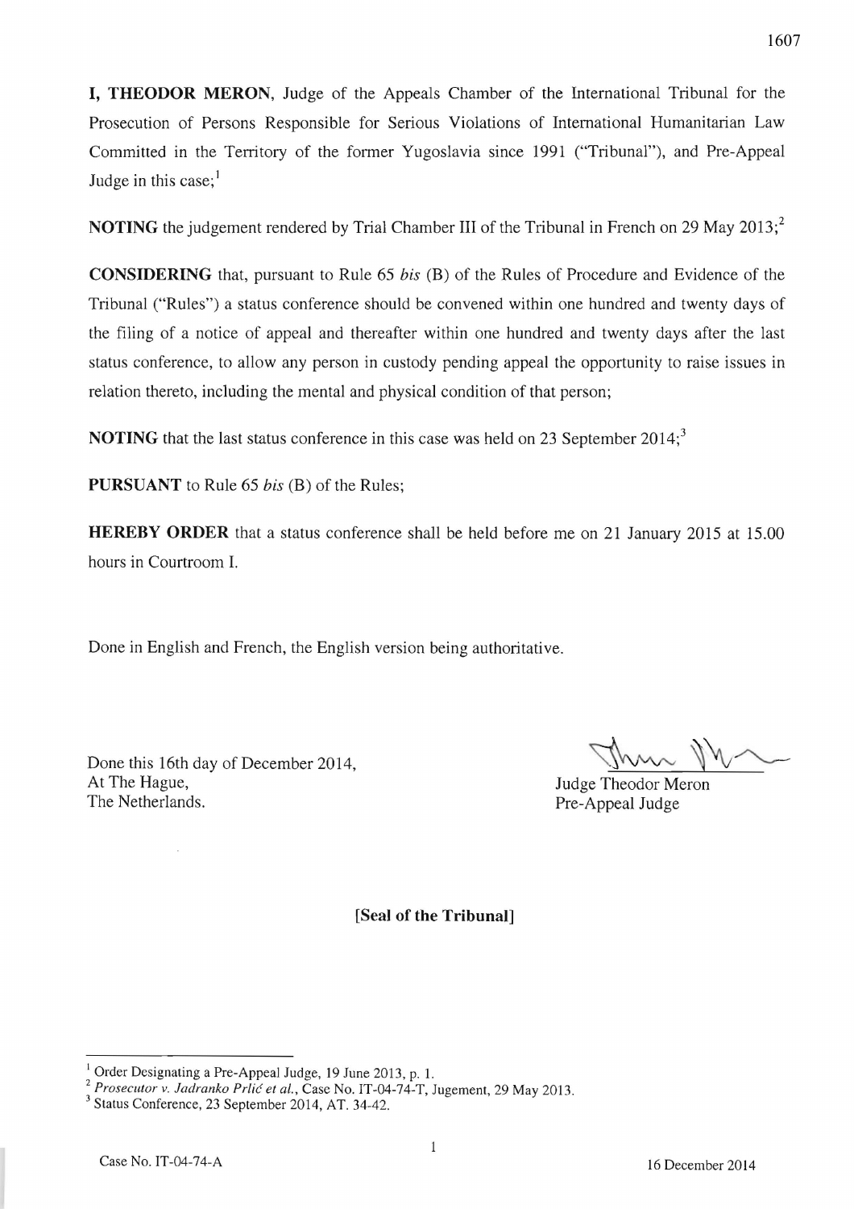**I, THEODOR MERON**, Judge of the Appeals Chamber of the International Tribunal for the Prosecution of Persons Responsible for Serious Violations of International Humanitarian Law Committed in the Territory of the former Yugoslavia since 1991 ("Tribunal"), and Pre-Appeal Judge in this case;[1]

**NOTING** the judgement rendered by Trial Chamber III of the Tribunal in French on 29 May 2013;[2]

**CONSIDERING** that, pursuant to Rule 65 *bis* (B) of the Rules of Procedure and Evidence of the Tribunal ("Rules") a status conference should be convened within one hundred and twenty days of the filing of a notice of appeal and thereafter within one hundred and twenty days after the last status conference, to allow any person in custody pending appeal the opportunity to raise issues in relation thereto, including the mental and physical condition of that person;

**NOTING** that the last status conference in this case was held on 23 September 2014;[3]

**PURSUANT** to Rule 65 *bis* (B) of the Rules;

**HEREBY ORDER** that a status conference shall be held before me on 21 January 2015 at 15.00 hours in Courtroom I.

Done in English and French, the English version being authoritative.

Done this 16th day of December 2014,
At The Hague,
The Netherlands.

Judge Theodor Meron
Pre-Appeal Judge

**[Seal of the Tribunal]**

---

[1] Order Designating a Pre-Appeal Judge, 19 June 2013, p. 1.

[2] *Prosecutor v. Jadranko Prlić et al.*, Case No. IT-04-74-T, Jugement, 29 May 2013.

[3] Status Conference, 23 September 2014, AT. 34-42.